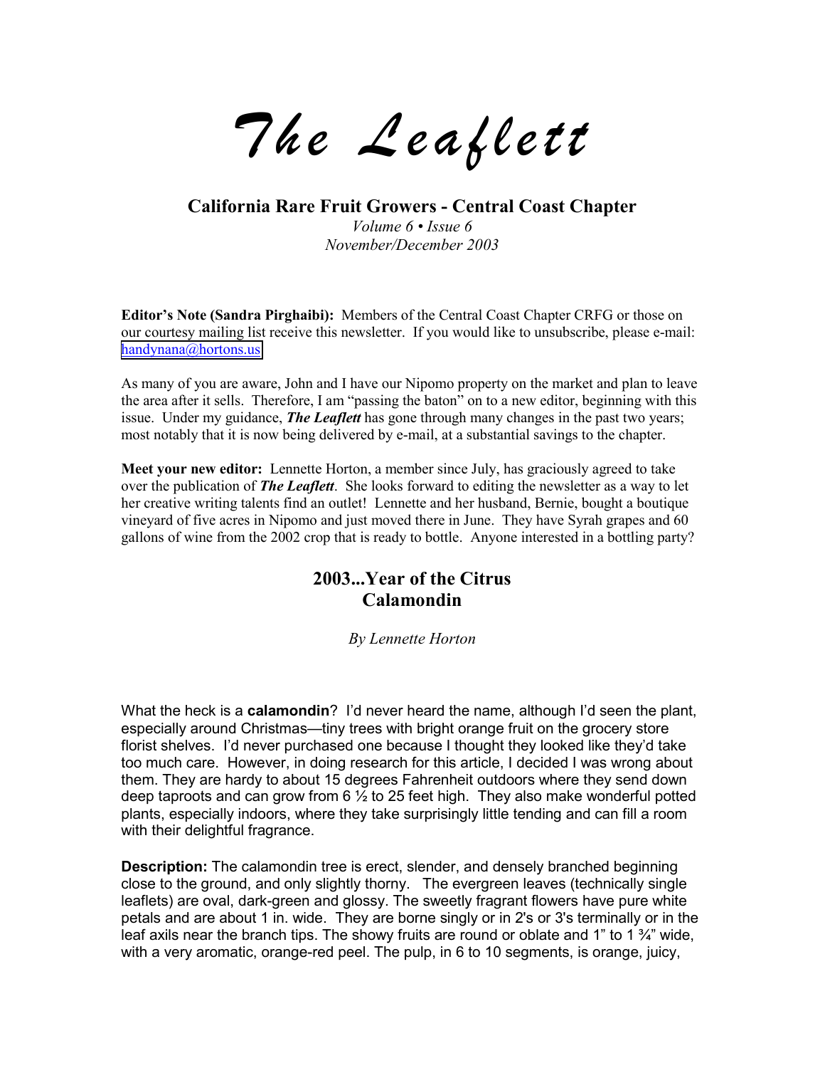# The Leaflett

## California Rare Fruit Growers - Central Coast Chapter

*Volume 6 • Issue 6*
*November/December 2003*

**Editor's Note (Sandra Pirghaibi):** Members of the Central Coast Chapter CRFG or those on our courtesy mailing list receive this newsletter. If you would like to unsubscribe, please e-mail: handynana@hortons.us

As many of you are aware, John and I have our Nipomo property on the market and plan to leave the area after it sells. Therefore, I am "passing the baton" on to a new editor, beginning with this issue. Under my guidance, ***The Leaflett*** has gone through many changes in the past two years; most notably that it is now being delivered by e-mail, at a substantial savings to the chapter.

**Meet your new editor:** Lennette Horton, a member since July, has graciously agreed to take over the publication of ***The Leaflett***. She looks forward to editing the newsletter as a way to let her creative writing talents find an outlet! Lennette and her husband, Bernie, bought a boutique vineyard of five acres in Nipomo and just moved there in June. They have Syrah grapes and 60 gallons of wine from the 2002 crop that is ready to bottle. Anyone interested in a bottling party?

## 2003...Year of the Citrus
## Calamondin

*By Lennette Horton*

What the heck is a **calamondin**? I'd never heard the name, although I'd seen the plant, especially around Christmas—tiny trees with bright orange fruit on the grocery store florist shelves. I'd never purchased one because I thought they looked like they'd take too much care. However, in doing research for this article, I decided I was wrong about them. They are hardy to about 15 degrees Fahrenheit outdoors where they send down deep taproots and can grow from 6 ½ to 25 feet high. They also make wonderful potted plants, especially indoors, where they take surprisingly little tending and can fill a room with their delightful fragrance.

**Description:** The calamondin tree is erect, slender, and densely branched beginning close to the ground, and only slightly thorny. The evergreen leaves (technically single leaflets) are oval, dark-green and glossy. The sweetly fragrant flowers have pure white petals and are about 1 in. wide. They are borne singly or in 2's or 3's terminally or in the leaf axils near the branch tips. The showy fruits are round or oblate and 1" to 1 ¾" wide, with a very aromatic, orange-red peel. The pulp, in 6 to 10 segments, is orange, juicy,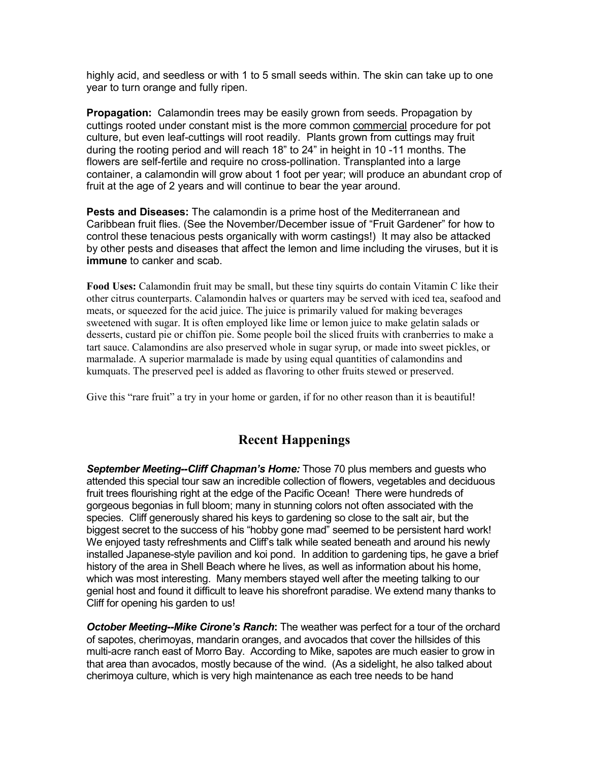highly acid, and seedless or with 1 to 5 small seeds within. The skin can take up to one year to turn orange and fully ripen.

**Propagation:** Calamondin trees may be easily grown from seeds. Propagation by cuttings rooted under constant mist is the more common commercial procedure for pot culture, but even leaf-cuttings will root readily. Plants grown from cuttings may fruit during the rooting period and will reach 18" to 24" in height in 10 -11 months. The flowers are self-fertile and require no cross-pollination. Transplanted into a large container, a calamondin will grow about 1 foot per year; will produce an abundant crop of fruit at the age of 2 years and will continue to bear the year around.

**Pests and Diseases:** The calamondin is a prime host of the Mediterranean and Caribbean fruit flies. (See the November/December issue of "Fruit Gardener" for how to control these tenacious pests organically with worm castings!) It may also be attacked by other pests and diseases that affect the lemon and lime including the viruses, but it is **immune** to canker and scab.

**Food Uses:** Calamondin fruit may be small, but these tiny squirts do contain Vitamin C like their other citrus counterparts. Calamondin halves or quarters may be served with iced tea, seafood and meats, or squeezed for the acid juice. The juice is primarily valued for making beverages sweetened with sugar. It is often employed like lime or lemon juice to make gelatin salads or desserts, custard pie or chiffon pie. Some people boil the sliced fruits with cranberries to make a tart sauce. Calamondins are also preserved whole in sugar syrup, or made into sweet pickles, or marmalade. A superior marmalade is made by using equal quantities of calamondins and kumquats. The preserved peel is added as flavoring to other fruits stewed or preserved.

Give this "rare fruit" a try in your home or garden, if for no other reason than it is beautiful!

## Recent Happenings

***September Meeting--Cliff Chapman's Home:*** Those 70 plus members and guests who attended this special tour saw an incredible collection of flowers, vegetables and deciduous fruit trees flourishing right at the edge of the Pacific Ocean! There were hundreds of gorgeous begonias in full bloom; many in stunning colors not often associated with the species. Cliff generously shared his keys to gardening so close to the salt air, but the biggest secret to the success of his "hobby gone mad" seemed to be persistent hard work! We enjoyed tasty refreshments and Cliff's talk while seated beneath and around his newly installed Japanese-style pavilion and koi pond. In addition to gardening tips, he gave a brief history of the area in Shell Beach where he lives, as well as information about his home, which was most interesting. Many members stayed well after the meeting talking to our genial host and found it difficult to leave his shorefront paradise. We extend many thanks to Cliff for opening his garden to us!

***October Meeting--Mike Cirone's Ranch*****:** The weather was perfect for a tour of the orchard of sapotes, cherimoyas, mandarin oranges, and avocados that cover the hillsides of this multi-acre ranch east of Morro Bay. According to Mike, sapotes are much easier to grow in that area than avocados, mostly because of the wind. (As a sidelight, he also talked about cherimoya culture, which is very high maintenance as each tree needs to be hand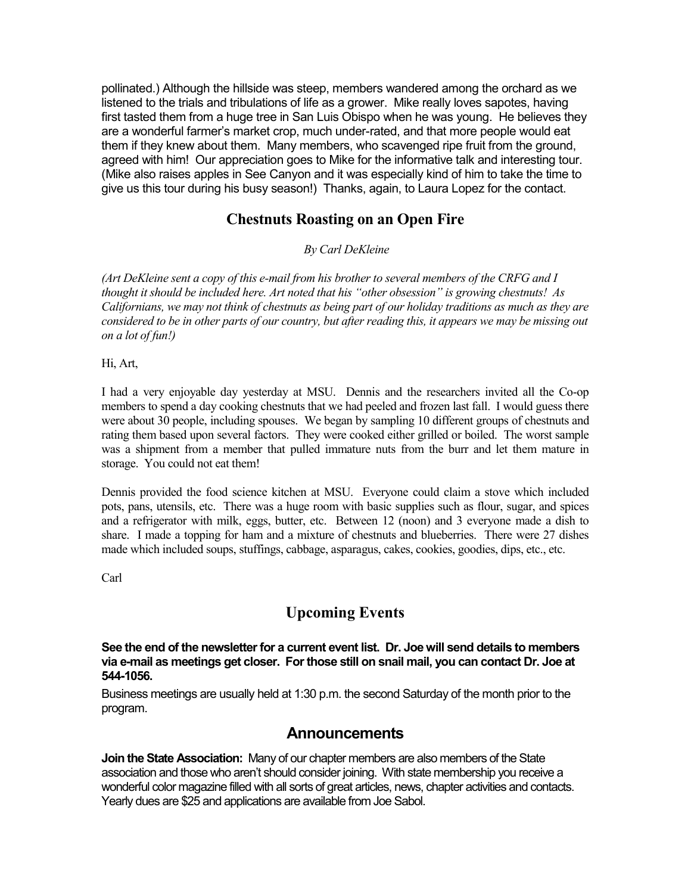pollinated.) Although the hillside was steep, members wandered among the orchard as we listened to the trials and tribulations of life as a grower. Mike really loves sapotes, having first tasted them from a huge tree in San Luis Obispo when he was young. He believes they are a wonderful farmer's market crop, much under-rated, and that more people would eat them if they knew about them. Many members, who scavenged ripe fruit from the ground, agreed with him! Our appreciation goes to Mike for the informative talk and interesting tour. (Mike also raises apples in See Canyon and it was especially kind of him to take the time to give us this tour during his busy season!) Thanks, again, to Laura Lopez for the contact.

## Chestnuts Roasting on an Open Fire

*By Carl DeKleine*

*(Art DeKleine sent a copy of this e-mail from his brother to several members of the CRFG and I thought it should be included here. Art noted that his "other obsession" is growing chestnuts! As Californians, we may not think of chestnuts as being part of our holiday traditions as much as they are considered to be in other parts of our country, but after reading this, it appears we may be missing out on a lot of fun!)*

Hi, Art,

I had a very enjoyable day yesterday at MSU. Dennis and the researchers invited all the Co-op members to spend a day cooking chestnuts that we had peeled and frozen last fall. I would guess there were about 30 people, including spouses. We began by sampling 10 different groups of chestnuts and rating them based upon several factors. They were cooked either grilled or boiled. The worst sample was a shipment from a member that pulled immature nuts from the burr and let them mature in storage. You could not eat them!

Dennis provided the food science kitchen at MSU. Everyone could claim a stove which included pots, pans, utensils, etc. There was a huge room with basic supplies such as flour, sugar, and spices and a refrigerator with milk, eggs, butter, etc. Between 12 (noon) and 3 everyone made a dish to share. I made a topping for ham and a mixture of chestnuts and blueberries. There were 27 dishes made which included soups, stuffings, cabbage, asparagus, cakes, cookies, goodies, dips, etc., etc.

Carl

## Upcoming Events

**See the end of the newsletter for a current event list. Dr. Joe will send details to members via e-mail as meetings get closer. For those still on snail mail, you can contact Dr. Joe at 544-1056.**

Business meetings are usually held at 1:30 p.m. the second Saturday of the month prior to the program.

## Announcements

**Join the State Association:** Many of our chapter members are also members of the State association and those who aren't should consider joining. With state membership you receive a wonderful color magazine filled with all sorts of great articles, news, chapter activities and contacts. Yearly dues are $25 and applications are available from Joe Sabol.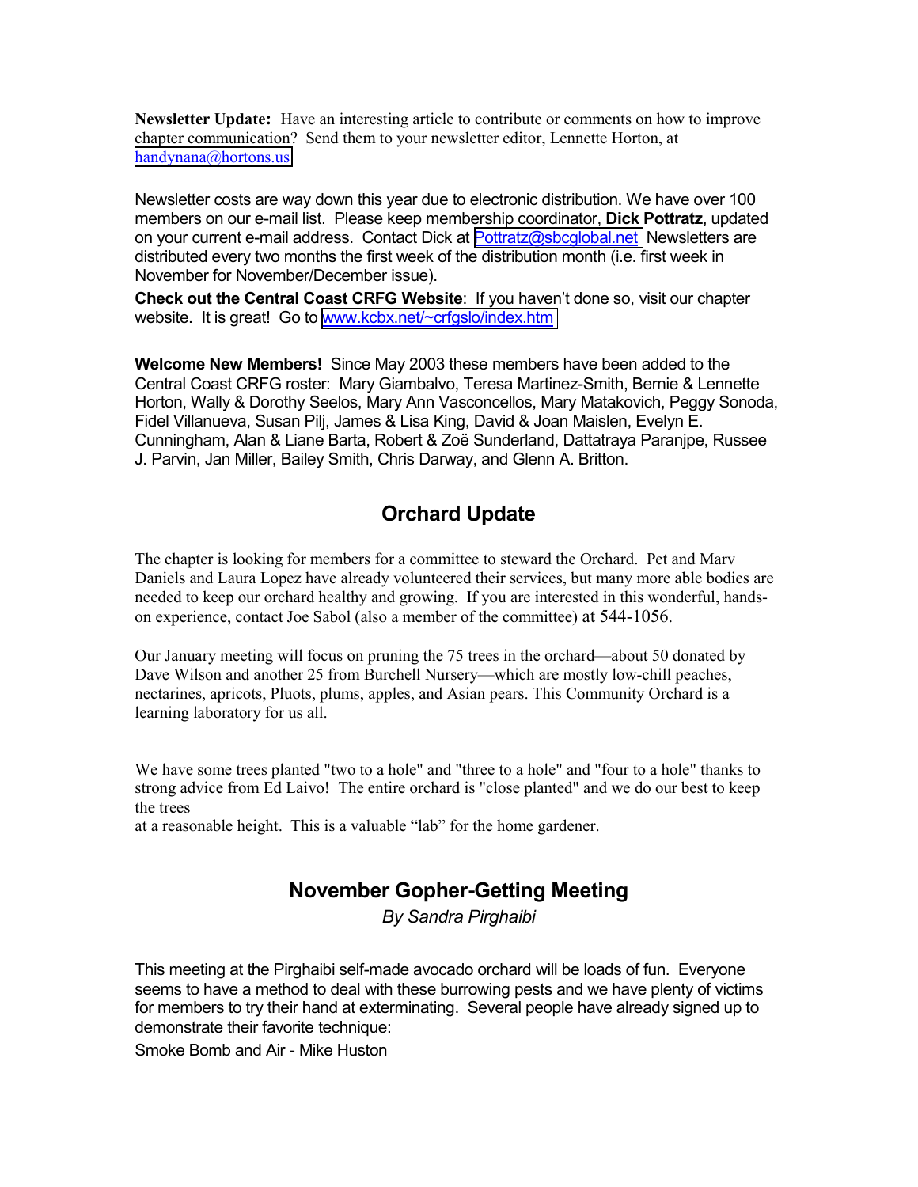**Newsletter Update:** Have an interesting article to contribute or comments on how to improve chapter communication? Send them to your newsletter editor, Lennette Horton, at handynana@hortons.us

Newsletter costs are way down this year due to electronic distribution. We have over 100 members on our e-mail list. Please keep membership coordinator, **Dick Pottratz,** updated on your current e-mail address. Contact Dick at Pottratz@sbcglobal.net Newsletters are distributed every two months the first week of the distribution month (i.e. first week in November for November/December issue).

**Check out the Central Coast CRFG Website**: If you haven't done so, visit our chapter website. It is great! Go to www.kcbx.net/~crfgslo/index.htm

**Welcome New Members!** Since May 2003 these members have been added to the Central Coast CRFG roster: Mary Giambalvo, Teresa Martinez-Smith, Bernie & Lennette Horton, Wally & Dorothy Seelos, Mary Ann Vasconcellos, Mary Matakovich, Peggy Sonoda, Fidel Villanueva, Susan Pilj, James & Lisa King, David & Joan Maislen, Evelyn E. Cunningham, Alan & Liane Barta, Robert & Zoë Sunderland, Dattatraya Paranjpe, Russee J. Parvin, Jan Miller, Bailey Smith, Chris Darway, and Glenn A. Britton.

## Orchard Update

The chapter is looking for members for a committee to steward the Orchard. Pet and Marv Daniels and Laura Lopez have already volunteered their services, but many more able bodies are needed to keep our orchard healthy and growing. If you are interested in this wonderful, hands-on experience, contact Joe Sabol (also a member of the committee) at 544-1056.

Our January meeting will focus on pruning the 75 trees in the orchard—about 50 donated by Dave Wilson and another 25 from Burchell Nursery—which are mostly low-chill peaches, nectarines, apricots, Pluots, plums, apples, and Asian pears. This Community Orchard is a learning laboratory for us all.

We have some trees planted "two to a hole" and "three to a hole" and "four to a hole" thanks to strong advice from Ed Laivo! The entire orchard is "close planted" and we do our best to keep the trees at a reasonable height. This is a valuable "lab" for the home gardener.

## November Gopher-Getting Meeting

*By Sandra Pirghaibi*

This meeting at the Pirghaibi self-made avocado orchard will be loads of fun. Everyone seems to have a method to deal with these burrowing pests and we have plenty of victims for members to try their hand at exterminating. Several people have already signed up to demonstrate their favorite technique:

Smoke Bomb and Air - Mike Huston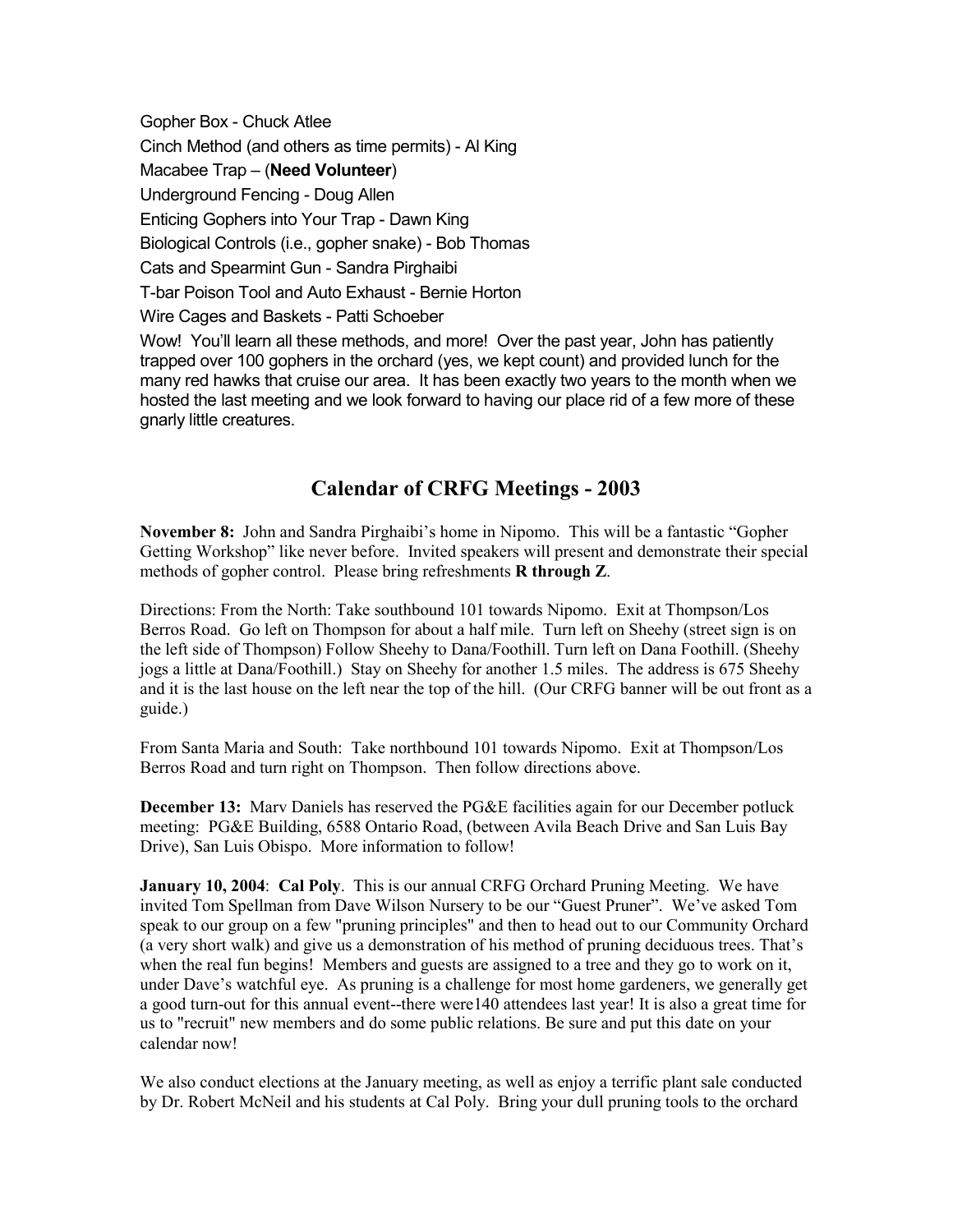Gopher Box - Chuck Atlee

Cinch Method (and others as time permits) - Al King

Macabee Trap – (**Need Volunteer**)

Underground Fencing - Doug Allen

Enticing Gophers into Your Trap - Dawn King

Biological Controls (i.e., gopher snake) - Bob Thomas

Cats and Spearmint Gun - Sandra Pirghaibi

T-bar Poison Tool and Auto Exhaust - Bernie Horton

Wire Cages and Baskets - Patti Schoeber

Wow! You'll learn all these methods, and more! Over the past year, John has patiently trapped over 100 gophers in the orchard (yes, we kept count) and provided lunch for the many red hawks that cruise our area. It has been exactly two years to the month when we hosted the last meeting and we look forward to having our place rid of a few more of these gnarly little creatures.

## Calendar of CRFG Meetings - 2003

**November 8:** John and Sandra Pirghaibi's home in Nipomo. This will be a fantastic "Gopher Getting Workshop" like never before. Invited speakers will present and demonstrate their special methods of gopher control. Please bring refreshments **R through Z**.

Directions: From the North: Take southbound 101 towards Nipomo. Exit at Thompson/Los Berros Road. Go left on Thompson for about a half mile. Turn left on Sheehy (street sign is on the left side of Thompson) Follow Sheehy to Dana/Foothill. Turn left on Dana Foothill. (Sheehy jogs a little at Dana/Foothill.) Stay on Sheehy for another 1.5 miles. The address is 675 Sheehy and it is the last house on the left near the top of the hill. (Our CRFG banner will be out front as a guide.)

From Santa Maria and South: Take northbound 101 towards Nipomo. Exit at Thompson/Los Berros Road and turn right on Thompson. Then follow directions above.

**December 13:** Marv Daniels has reserved the PG&E facilities again for our December potluck meeting: PG&E Building, 6588 Ontario Road, (between Avila Beach Drive and San Luis Bay Drive), San Luis Obispo. More information to follow!

**January 10, 2004**: **Cal Poly**. This is our annual CRFG Orchard Pruning Meeting. We have invited Tom Spellman from Dave Wilson Nursery to be our "Guest Pruner". We've asked Tom speak to our group on a few "pruning principles" and then to head out to our Community Orchard (a very short walk) and give us a demonstration of his method of pruning deciduous trees. That's when the real fun begins! Members and guests are assigned to a tree and they go to work on it, under Dave's watchful eye. As pruning is a challenge for most home gardeners, we generally get a good turn-out for this annual event--there were140 attendees last year! It is also a great time for us to "recruit" new members and do some public relations. Be sure and put this date on your calendar now!

We also conduct elections at the January meeting, as well as enjoy a terrific plant sale conducted by Dr. Robert McNeil and his students at Cal Poly. Bring your dull pruning tools to the orchard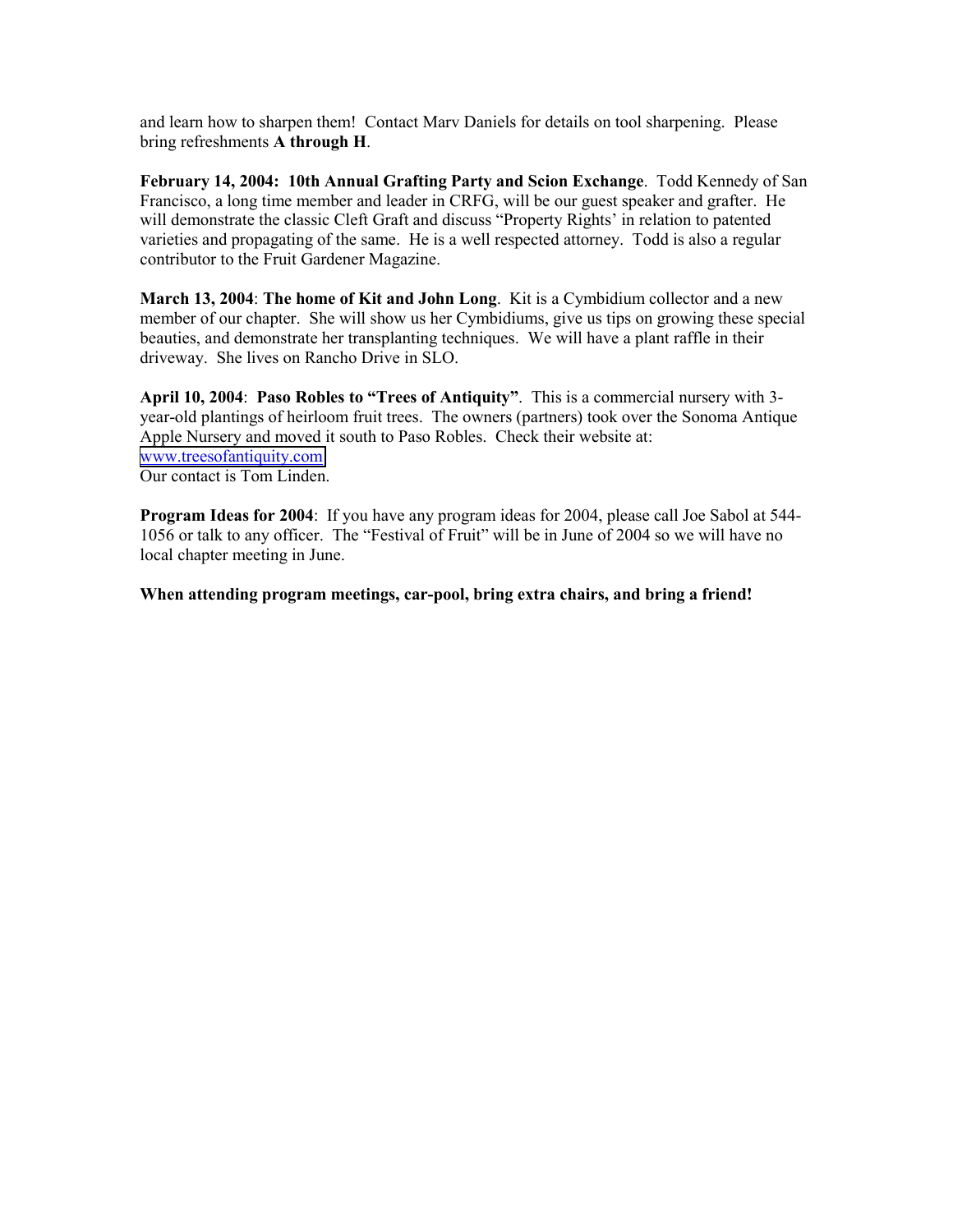and learn how to sharpen them! Contact Marv Daniels for details on tool sharpening. Please bring refreshments **A through H**.

**February 14, 2004: 10th Annual Grafting Party and Scion Exchange**. Todd Kennedy of San Francisco, a long time member and leader in CRFG, will be our guest speaker and grafter. He will demonstrate the classic Cleft Graft and discuss "Property Rights' in relation to patented varieties and propagating of the same. He is a well respected attorney. Todd is also a regular contributor to the Fruit Gardener Magazine.

**March 13, 2004**: **The home of Kit and John Long**. Kit is a Cymbidium collector and a new member of our chapter. She will show us her Cymbidiums, give us tips on growing these special beauties, and demonstrate her transplanting techniques. We will have a plant raffle in their driveway. She lives on Rancho Drive in SLO.

**April 10, 2004**: **Paso Robles to "Trees of Antiquity"**. This is a commercial nursery with 3-year-old plantings of heirloom fruit trees. The owners (partners) took over the Sonoma Antique Apple Nursery and moved it south to Paso Robles. Check their website at: www.treesofantiquity.com
Our contact is Tom Linden.

**Program Ideas for 2004**: If you have any program ideas for 2004, please call Joe Sabol at 544-1056 or talk to any officer. The "Festival of Fruit" will be in June of 2004 so we will have no local chapter meeting in June.

**When attending program meetings, car-pool, bring extra chairs, and bring a friend!**